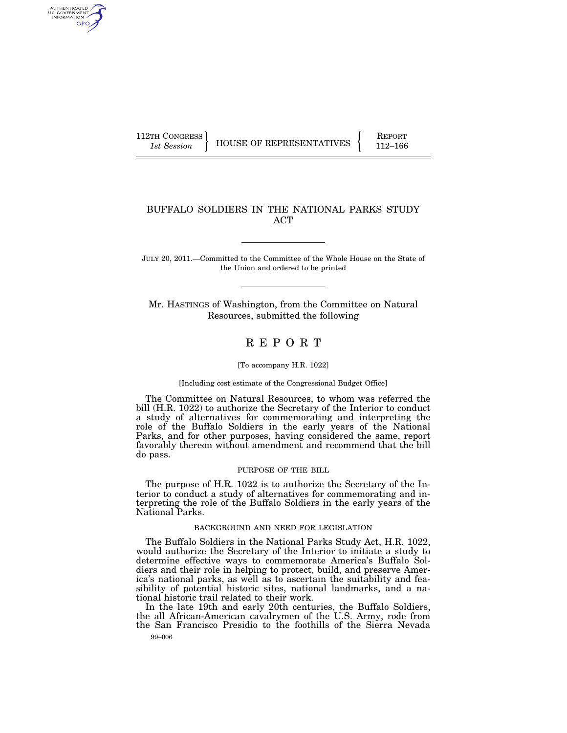112TH CONGRESS *1st Session* | HOUSE OF REPRESENTATIVES | REPORT 112–166

# BUFFALO SOLDIERS IN THE NATIONAL PARKS STUDY ACT

JULY 20, 2011.—Committed to the Committee of the Whole House on the State of the Union and ordered to be printed

Mr. HASTINGS of Washington, from the Committee on Natural Resources, submitted the following

## R E P O R T

[To accompany H.R. 1022]

[Including cost estimate of the Congressional Budget Office]

The Committee on Natural Resources, to whom was referred the bill (H.R. 1022) to authorize the Secretary of the Interior to conduct a study of alternatives for commemorating and interpreting the role of the Buffalo Soldiers in the early years of the National Parks, and for other purposes, having considered the same, report favorably thereon without amendment and recommend that the bill do pass.

### PURPOSE OF THE BILL

The purpose of H.R. 1022 is to authorize the Secretary of the Interior to conduct a study of alternatives for commemorating and interpreting the role of the Buffalo Soldiers in the early years of the National Parks.

### BACKGROUND AND NEED FOR LEGISLATION

The Buffalo Soldiers in the National Parks Study Act, H.R. 1022, would authorize the Secretary of the Interior to initiate a study to determine effective ways to commemorate America's Buffalo Soldiers and their role in helping to protect, build, and preserve America's national parks, as well as to ascertain the suitability and feasibility of potential historic sites, national landmarks, and a national historic trail related to their work.

In the late 19th and early 20th centuries, the Buffalo Soldiers, the all African-American cavalrymen of the U.S. Army, rode from the San Francisco Presidio to the foothills of the Sierra Nevada

99–006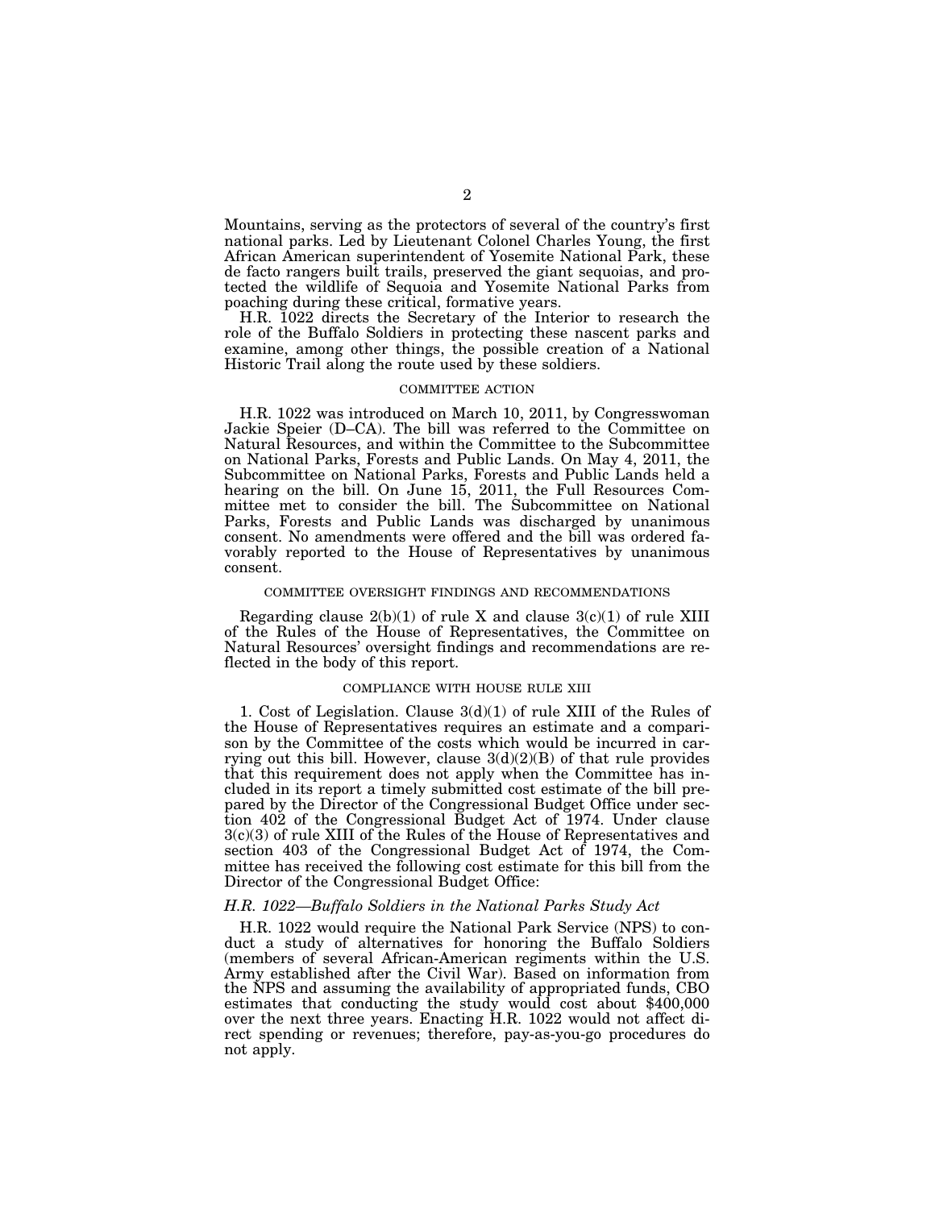Mountains, serving as the protectors of several of the country's first national parks. Led by Lieutenant Colonel Charles Young, the first African American superintendent of Yosemite National Park, these de facto rangers built trails, preserved the giant sequoias, and protected the wildlife of Sequoia and Yosemite National Parks from poaching during these critical, formative years.

H.R. 1022 directs the Secretary of the Interior to research the role of the Buffalo Soldiers in protecting these nascent parks and examine, among other things, the possible creation of a National Historic Trail along the route used by these soldiers.

## COMMITTEE ACTION

H.R. 1022 was introduced on March 10, 2011, by Congresswoman Jackie Speier (D–CA). The bill was referred to the Committee on Natural Resources, and within the Committee to the Subcommittee on National Parks, Forests and Public Lands. On May 4, 2011, the Subcommittee on National Parks, Forests and Public Lands held a hearing on the bill. On June 15, 2011, the Full Resources Committee met to consider the bill. The Subcommittee on National Parks, Forests and Public Lands was discharged by unanimous consent. No amendments were offered and the bill was ordered favorably reported to the House of Representatives by unanimous consent.

## COMMITTEE OVERSIGHT FINDINGS AND RECOMMENDATIONS

Regarding clause 2(b)(1) of rule X and clause 3(c)(1) of rule XIII of the Rules of the House of Representatives, the Committee on Natural Resources' oversight findings and recommendations are reflected in the body of this report.

## COMPLIANCE WITH HOUSE RULE XIII

1. Cost of Legislation. Clause 3(d)(1) of rule XIII of the Rules of the House of Representatives requires an estimate and a comparison by the Committee of the costs which would be incurred in carrying out this bill. However, clause 3(d)(2)(B) of that rule provides that this requirement does not apply when the Committee has included in its report a timely submitted cost estimate of the bill prepared by the Director of the Congressional Budget Office under section 402 of the Congressional Budget Act of 1974. Under clause 3(c)(3) of rule XIII of the Rules of the House of Representatives and section 403 of the Congressional Budget Act of 1974, the Committee has received the following cost estimate for this bill from the Director of the Congressional Budget Office:

### *H.R. 1022—Buffalo Soldiers in the National Parks Study Act*

H.R. 1022 would require the National Park Service (NPS) to conduct a study of alternatives for honoring the Buffalo Soldiers (members of several African-American regiments within the U.S. Army established after the Civil War). Based on information from the NPS and assuming the availability of appropriated funds, CBO estimates that conducting the study would cost about $400,000 over the next three years. Enacting H.R. 1022 would not affect direct spending or revenues; therefore, pay-as-you-go procedures do not apply.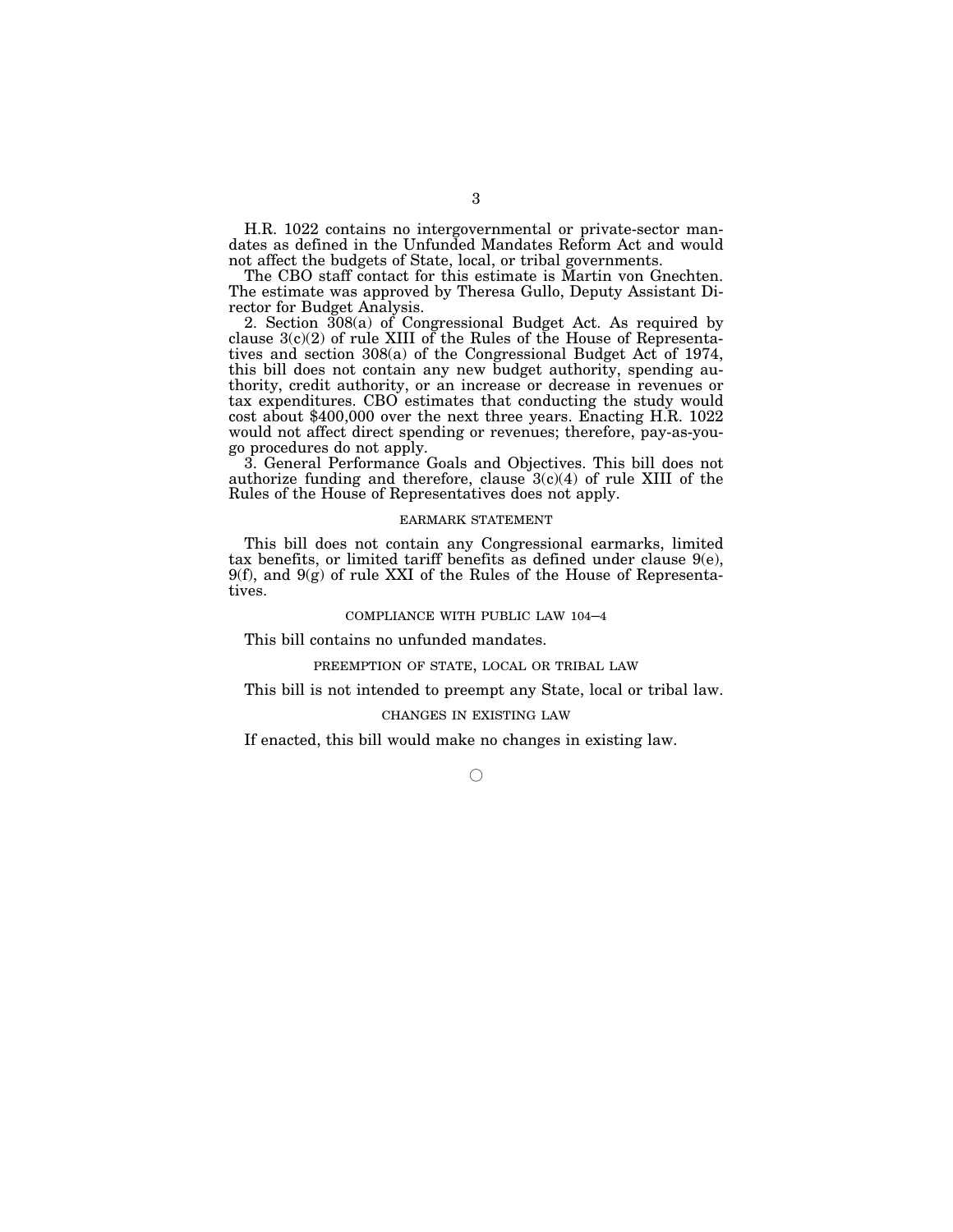H.R. 1022 contains no intergovernmental or private-sector mandates as defined in the Unfunded Mandates Reform Act and would not affect the budgets of State, local, or tribal governments.

The CBO staff contact for this estimate is Martin von Gnechten. The estimate was approved by Theresa Gullo, Deputy Assistant Director for Budget Analysis.

2. Section 308(a) of Congressional Budget Act. As required by clause 3(c)(2) of rule XIII of the Rules of the House of Representatives and section 308(a) of the Congressional Budget Act of 1974, this bill does not contain any new budget authority, spending authority, credit authority, or an increase or decrease in revenues or tax expenditures. CBO estimates that conducting the study would cost about $400,000 over the next three years. Enacting H.R. 1022 would not affect direct spending or revenues; therefore, pay-as-you-go procedures do not apply.

3. General Performance Goals and Objectives. This bill does not authorize funding and therefore, clause 3(c)(4) of rule XIII of the Rules of the House of Representatives does not apply.

## EARMARK STATEMENT

This bill does not contain any Congressional earmarks, limited tax benefits, or limited tariff benefits as defined under clause 9(e), 9(f), and 9(g) of rule XXI of the Rules of the House of Representatives.

## COMPLIANCE WITH PUBLIC LAW 104–4

This bill contains no unfunded mandates.

## PREEMPTION OF STATE, LOCAL OR TRIBAL LAW

This bill is not intended to preempt any State, local or tribal law.

## CHANGES IN EXISTING LAW

If enacted, this bill would make no changes in existing law.

○